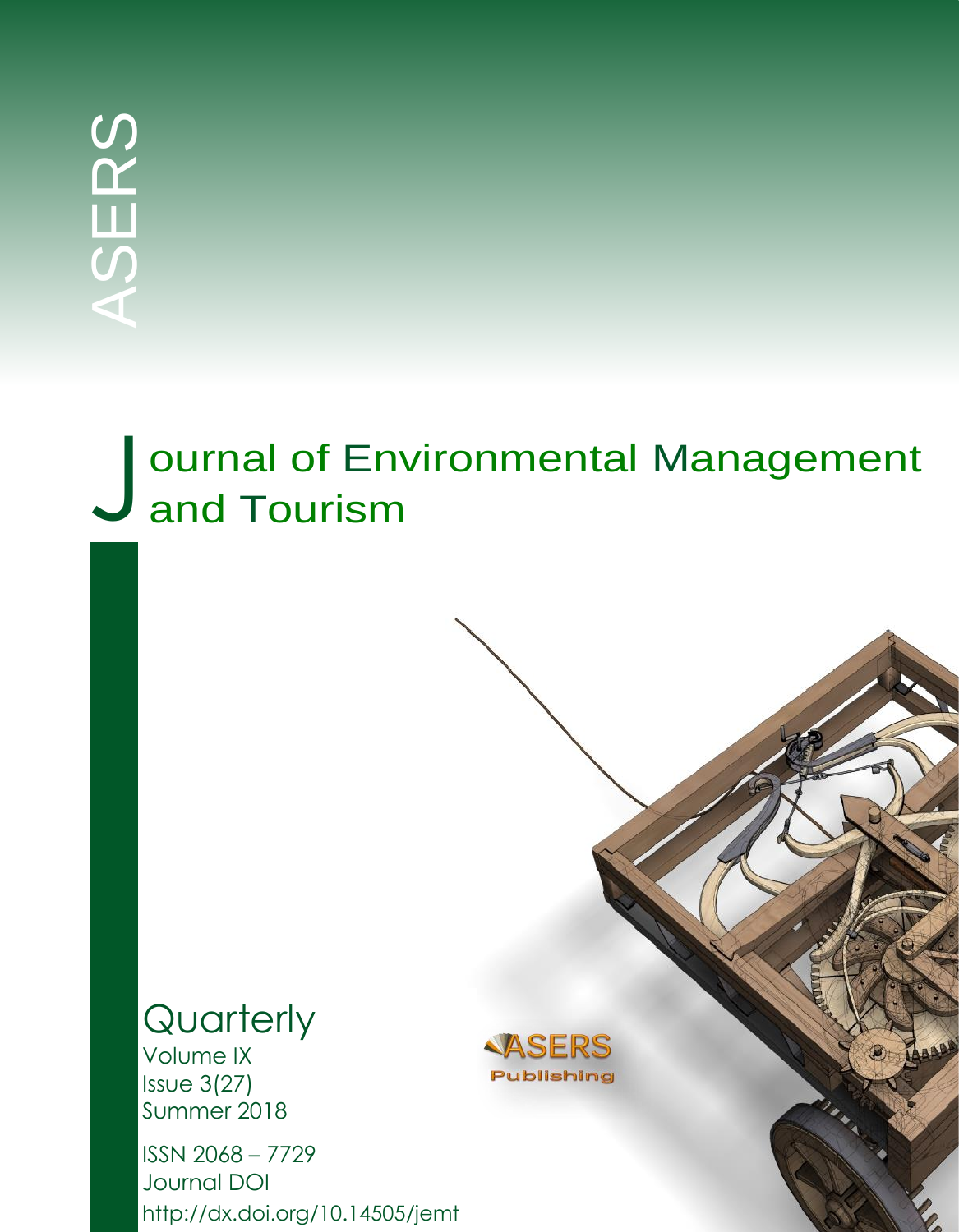ASERS

# Journal of Environmental Management and Tourism

Quarterly

Volume IX
Issue 3(27)
Summer 2018

ASERS Publishing

ISSN 2068 – 7729
Journal DOI
http://dx.doi.org/10.14505/jemt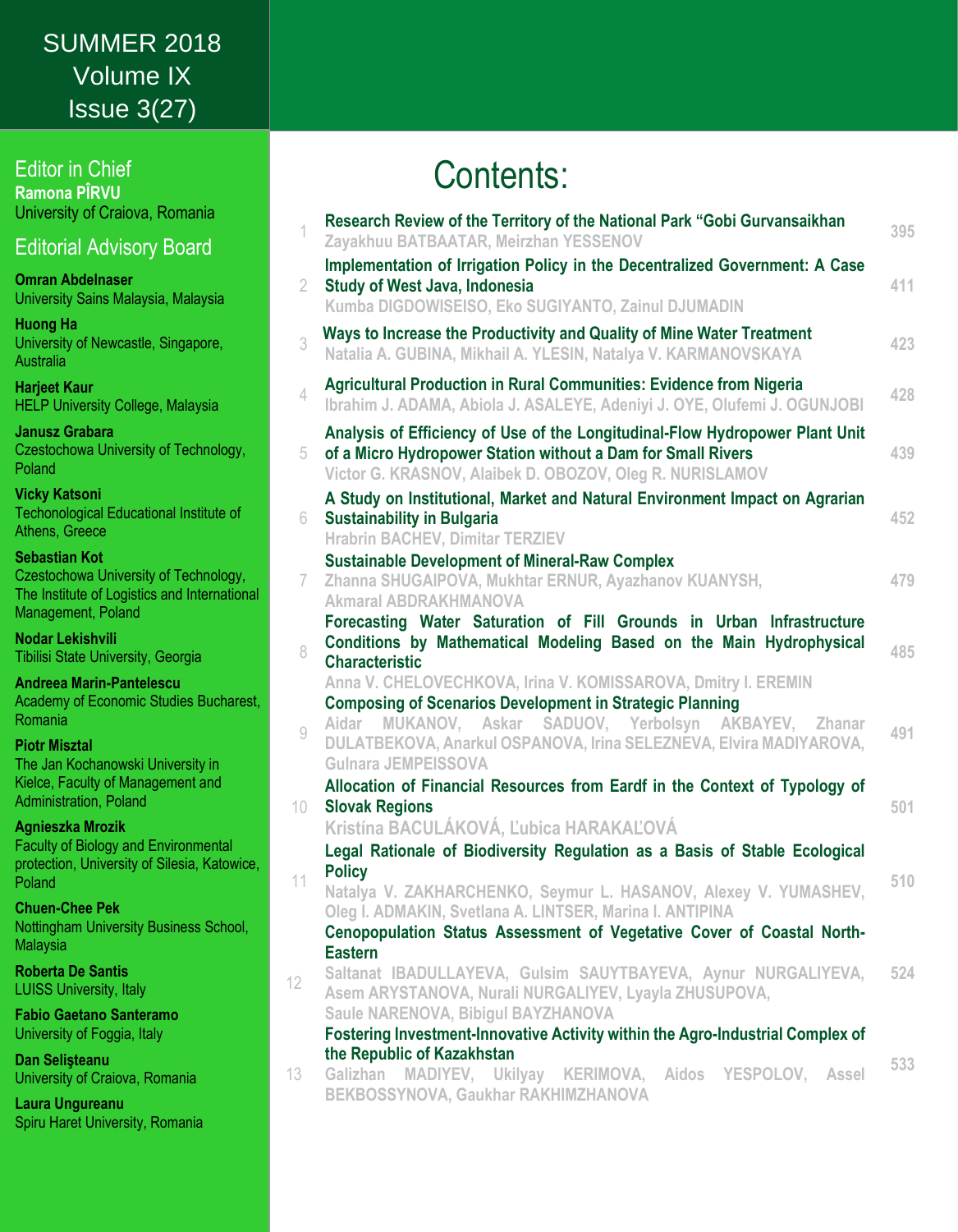SUMMER 2018
Volume IX
Issue 3(27)

## Editor in Chief

**Ramona PÎRVU**
University of Craiova, Romania

## Editorial Advisory Board

**Omran Abdelnaser**
University Sains Malaysia, Malaysia

**Huong Ha**
University of Newcastle, Singapore, Australia

**Harjeet Kaur**
HELP University College, Malaysia

**Janusz Grabara**
Czestochowa University of Technology, Poland

**Vicky Katsoni**
Techonological Educational Institute of Athens, Greece

**Sebastian Kot**
Czestochowa University of Technology, The Institute of Logistics and International Management, Poland

**Nodar Lekishvili**
Tibilisi State University, Georgia

**Andreea Marin-Pantelescu**
Academy of Economic Studies Bucharest, Romania

**Piotr Misztal**
The Jan Kochanowski University in Kielce, Faculty of Management and Administration, Poland

**Agnieszka Mrozik**
Faculty of Biology and Environmental protection, University of Silesia, Katowice, Poland

**Chuen-Chee Pek**
Nottingham University Business School, Malaysia

**Roberta De Santis**
LUISS University, Italy

**Fabio Gaetano Santeramo**
University of Foggia, Italy

**Dan Selişteanu**
University of Craiova, Romania

**Laura Ungureanu**
Spiru Haret University, Romania

# Contents:

| | | |
|---|---|---|
| 1 | **Research Review of the Territory of the National Park "Gobi Gurvansaikhan**<br>Zayakhuu BATBAATAR, Meirzhan YESSENOV | 395 |
| 2 | **Implementation of Irrigation Policy in the Decentralized Government: A Case Study of West Java, Indonesia**<br>Kumba DIGDOWISEISO, Eko SUGIYANTO, Zainul DJUMADIN | 411 |
| 3 | **Ways to Increase the Productivity and Quality of Mine Water Treatment**<br>Natalia A. GUBINA, Mikhail A. YLESIN, Natalya V. KARMANOVSKAYA | 423 |
| 4 | **Agricultural Production in Rural Communities: Evidence from Nigeria**<br>Ibrahim J. ADAMA, Abiola J. ASALEYE, Adeniyi J. OYE, Olufemi J. OGUNJOBI | 428 |
| 5 | **Analysis of Efficiency of Use of the Longitudinal-Flow Hydropower Plant Unit of a Micro Hydropower Station without a Dam for Small Rivers**<br>Victor G. KRASNOV, Alaibek D. OBOZOV, Oleg R. NURISLAMOV | 439 |
| 6 | **A Study on Institutional, Market and Natural Environment Impact on Agrarian Sustainability in Bulgaria**<br>Hrabrin BACHEV, Dimitar TERZIEV | 452 |
| 7 | **Sustainable Development of Mineral-Raw Complex**<br>Zhanna SHUGAIPOVA, Mukhtar ERNUR, Ayazhanov KUANYSH, Akmaral ABDRAKHMANOVA | 479 |
| 8 | **Forecasting Water Saturation of Fill Grounds in Urban Infrastructure Conditions by Mathematical Modeling Based on the Main Hydrophysical Characteristic**<br>Anna V. CHELOVECHKOVA, Irina V. KOMISSAROVA, Dmitry I. EREMIN | 485 |
| 9 | **Composing of Scenarios Development in Strategic Planning**<br>Aidar MUKANOV, Askar SADUOV, Yerbolsyn AKBAYEV, Zhanar DULATBEKOVA, Anarkul OSPANOVA, Irina SELEZNEVA, Elvira MADIYAROVA, Gulnara JEMPEISSOVA | 491 |
| 10 | **Allocation of Financial Resources from Eardf in the Context of Typology of Slovak Regions**<br>Kristína BACULÁKOVÁ, Ľubica HARAKAĽOVÁ | 501 |
| 11 | **Legal Rationale of Biodiversity Regulation as a Basis of Stable Ecological Policy**<br>Natalya V. ZAKHARCHENKO, Seymur L. HASANOV, Alexey V. YUMASHEV, Oleg I. ADMAKIN, Svetlana A. LINTSER, Marina I. ANTIPINA | 510 |
| 12 | **Cenopopulation Status Assessment of Vegetative Cover of Coastal North-Eastern**<br>Saltanat IBADULLAYEVA, Gulsim SAUYTBAYEVA, Aynur NURGALIYEVA, Asem ARYSTANOVA, Nurali NURGALIYEV, Lyayla ZHUSUPOVA, Saule NARENOVA, Bibigul BAYZHANOVA | 524 |
| 13 | **Fostering Investment-Innovative Activity within the Agro-Industrial Complex of the Republic of Kazakhstan**<br>Galizhan MADIYEV, Ukilyay KERIMOVA, Aidos YESPOLOV, Assel BEKBOSSYNOVA, Gaukhar RAKHIMZHANOVA | 533 |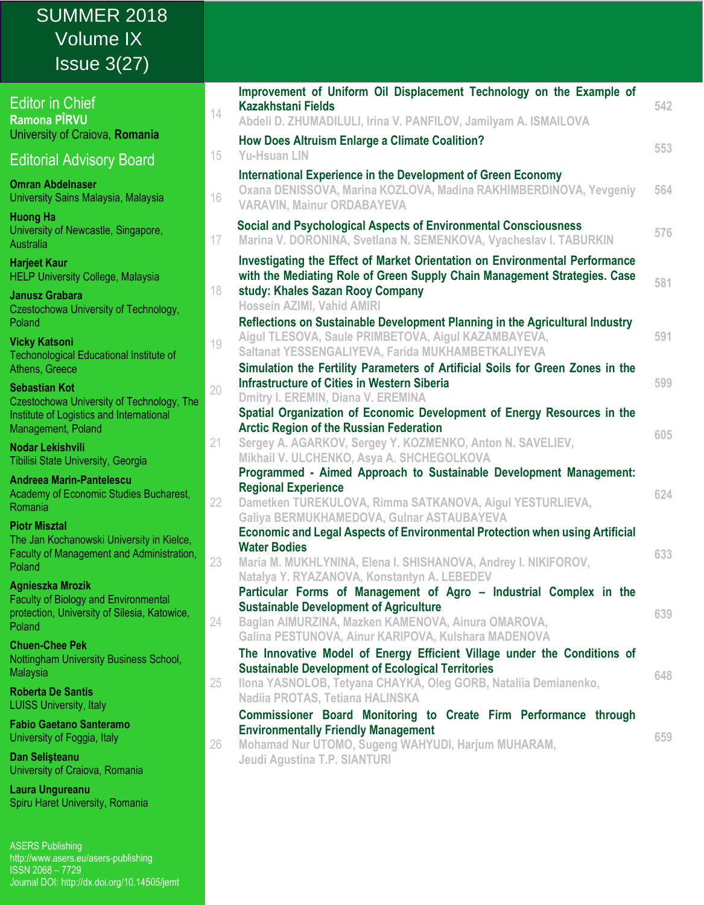SUMMER 2018
Volume IX
Issue 3(27)

## Editor in Chief

**Ramona PÎRVU**
University of Craiova, **Romania**

## Editorial Advisory Board

**Omran Abdelnaser**
University Sains Malaysia, Malaysia

**Huong Ha**
University of Newcastle, Singapore, Australia

**Harjeet Kaur**
HELP University College, Malaysia

**Janusz Grabara**
Czestochowa University of Technology, Poland

**Vicky Katsoni**
Techonological Educational Institute of Athens, Greece

**Sebastian Kot**
Czestochowa University of Technology, The Institute of Logistics and International Management, Poland

**Nodar Lekishvili**
Tibilisi State University, Georgia

**Andreea Marin-Pantelescu**
Academy of Economic Studies Bucharest, Romania

**Piotr Misztal**
The Jan Kochanowski University in Kielce, Faculty of Management and Administration, Poland

**Agnieszka Mrozik**
Faculty of Biology and Environmental protection, University of Silesia, Katowice, Poland

**Chuen-Chee Pek**
Nottingham University Business School, Malaysia

**Roberta De Santis**
LUISS University, Italy

**Fabio Gaetano Santeramo**
University of Foggia, Italy

**Dan Selişteanu**
University of Craiova, Romania

**Laura Ungureanu**
Spiru Haret University, Romania

ASERS Publishing
http://www.asers.eu/asers-publishing
ISSN 2068 – 7729
Journal DOI: http://dx.doi.org/10.14505/jemt

| | | |
|---|---|---|
| 14 | **Improvement of Uniform Oil Displacement Technology on the Example of Kazakhstani Fields**<br>Abdeli D. ZHUMADILULI, Irina V. PANFILOV, Jamilyam A. ISMAILOVA | 542 |
| 15 | **How Does Altruism Enlarge a Climate Coalition?**<br>Yu-Hsuan LIN | 553 |
| 16 | **International Experience in the Development of Green Economy**<br>Oxana DENISSOVA, Marina KOZLOVA, Madina RAKHIMBERDINOVA, Yevgeniy VARAVIN, Mainur ORDABAYEVA | 564 |
| 17 | **Social and Psychological Aspects of Environmental Consciousness**<br>Marina V. DORONINA, Svetlana N. SEMENKOVA, Vyacheslav I. TABURKIN | 576 |
| 18 | **Investigating the Effect of Market Orientation on Environmental Performance with the Mediating Role of Green Supply Chain Management Strategies. Case study: Khales Sazan Rooy Company**<br>Hossein AZIMI, Vahid AMIRI | 581 |
| 19 | **Reflections on Sustainable Development Planning in the Agricultural Industry**<br>Aigul TLESOVA, Saule PRIMBETOVA, Aigul KAZAMBAYEVA, Saltanat YESSENGALIYEVA, Farida MUKHAMBETKALIYEVA | 591 |
| 20 | **Simulation the Fertility Parameters of Artificial Soils for Green Zones in the Infrastructure of Cities in Western Siberia**<br>Dmitry I. EREMIN, Diana V. EREMINA | 599 |
| 21 | **Spatial Organization of Economic Development of Energy Resources in the Arctic Region of the Russian Federation**<br>Sergey A. AGARKOV, Sergey Y. KOZMENKO, Anton N. SAVELIEV, Mikhail V. ULCHENKO, Asya A. SHCHEGOLKOVA | 605 |
| 22 | **Programmed - Aimed Approach to Sustainable Development Management: Regional Experience**<br>Dametken TUREKULOVA, Rimma SATKANOVA, Aigul YESTURLIEVA, Galiya BERMUKHAMEDOVA, Gulnar ASTAUBAYEVA | 624 |
| 23 | **Economic and Legal Aspects of Environmental Protection when using Artificial Water Bodies**<br>Maria M. MUKHLYNINA, Elena I. SHISHANOVA, Andrey I. NIKIFOROV, Natalya Y. RYAZANOVA, Konstantyn A. LEBEDEV | 633 |
| 24 | **Particular Forms of Management of Agro – Industrial Complex in the Sustainable Development of Agriculture**<br>Baglan AIMURZINA, Mazken KAMENOVA, Ainura OMAROVA, Galina PESTUNOVA, Ainur KARIPOVA, Kulshara MADENOVA | 639 |
| 25 | **The Innovative Model of Energy Efficient Village under the Conditions of Sustainable Development of Ecological Territories**<br>Ilona YASNOLOB, Tetyana CHAYKA, Oleg GORB, Nataliia Demianenko, Nadiia PROTAS, Tetiana HALINSKA | 648 |
| 26 | **Commissioner Board Monitoring to Create Firm Performance through Environmentally Friendly Management**<br>Mohamad Nur UTOMO, Sugeng WAHYUDI, Harjum MUHARAM, Jeudi Agustina T.P. SIANTURI | 659 |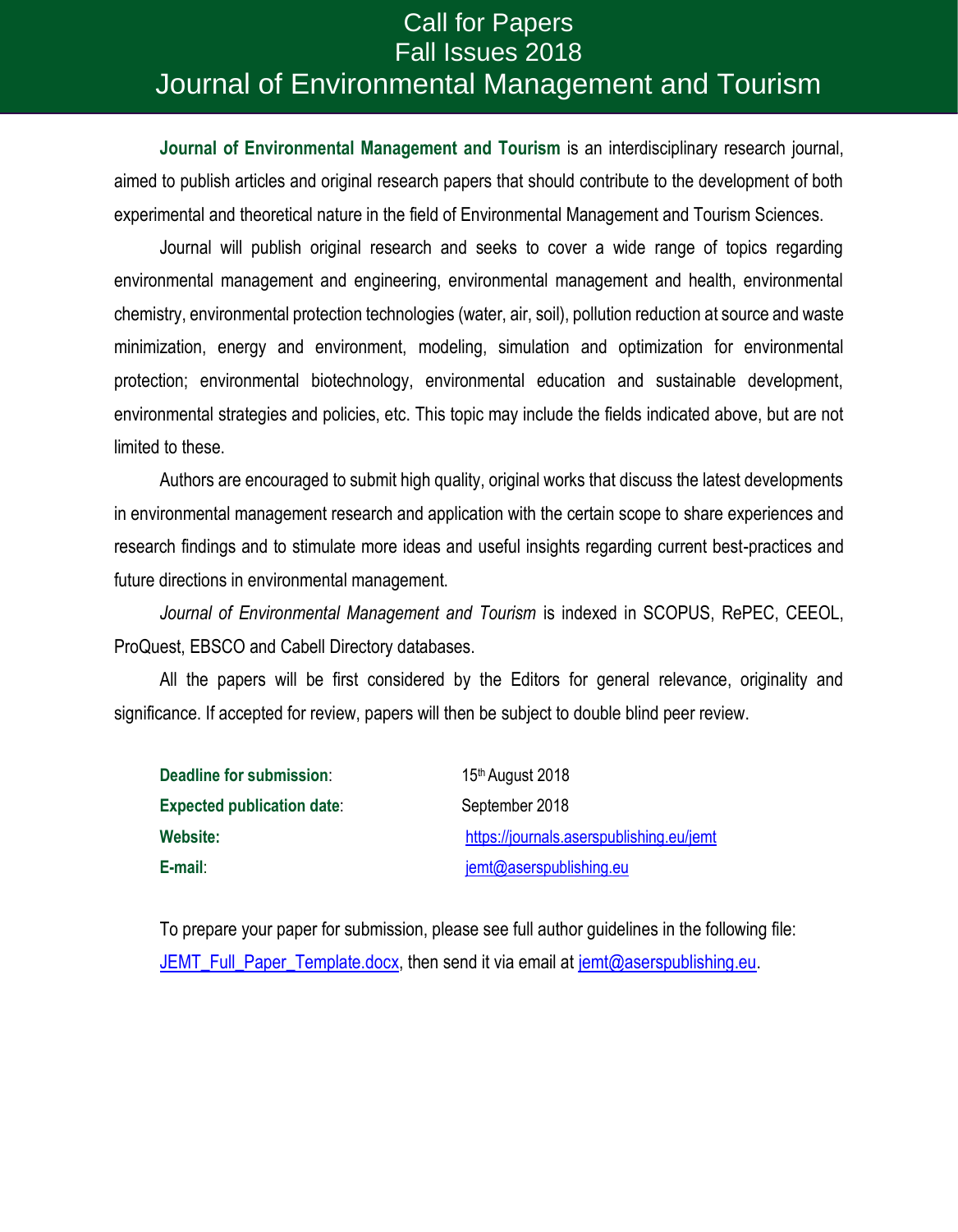# Call for Papers
## Fall Issues 2018
## Journal of Environmental Management and Tourism

**Journal of Environmental Management and Tourism** is an interdisciplinary research journal, aimed to publish articles and original research papers that should contribute to the development of both experimental and theoretical nature in the field of Environmental Management and Tourism Sciences.

Journal will publish original research and seeks to cover a wide range of topics regarding environmental management and engineering, environmental management and health, environmental chemistry, environmental protection technologies (water, air, soil), pollution reduction at source and waste minimization, energy and environment, modeling, simulation and optimization for environmental protection; environmental biotechnology, environmental education and sustainable development, environmental strategies and policies, etc. This topic may include the fields indicated above, but are not limited to these.

Authors are encouraged to submit high quality, original works that discuss the latest developments in environmental management research and application with the certain scope to share experiences and research findings and to stimulate more ideas and useful insights regarding current best-practices and future directions in environmental management.

*Journal of Environmental Management and Tourism* is indexed in SCOPUS, RePEC, CEEOL, ProQuest, EBSCO and Cabell Directory databases.

All the papers will be first considered by the Editors for general relevance, originality and significance. If accepted for review, papers will then be subject to double blind peer review.

**Deadline for submission**: 15th August 2018
**Expected publication date**: September 2018
**Website:** https://journals.aserspublishing.eu/jemt
**E-mail**: jemt@aserspublishing.eu

To prepare your paper for submission, please see full author guidelines in the following file: JEMT_Full_Paper_Template.docx, then send it via email at jemt@aserspublishing.eu.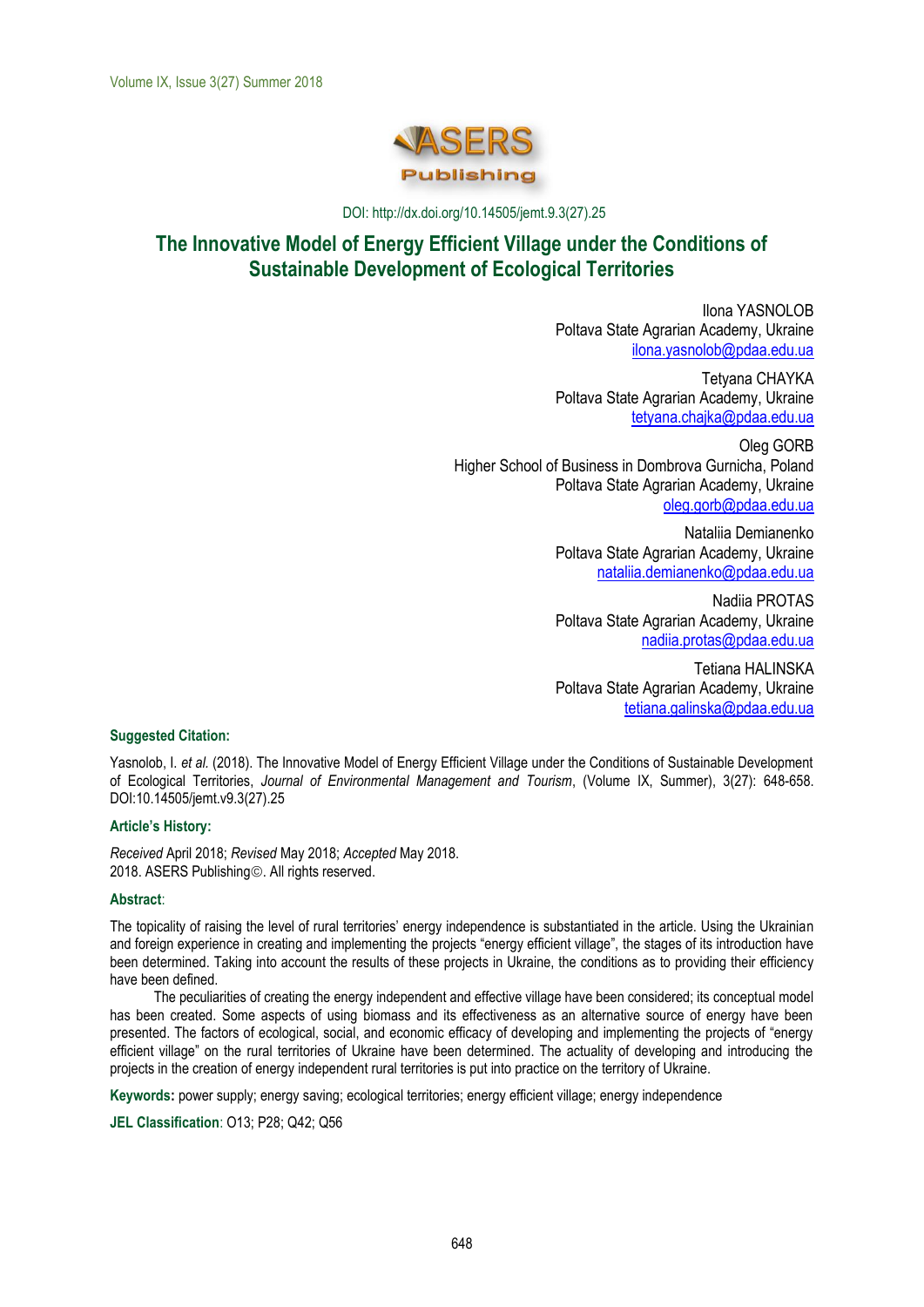DOI: http://dx.doi.org/10.14505/jemt.9.3(27).25

# The Innovative Model of Energy Efficient Village under the Conditions of Sustainable Development of Ecological Territories

Ilona YASNOLOB  
Poltava State Agrarian Academy, Ukraine  
ilona.yasnolob@pdaa.edu.ua

Tetyana CHAYKA  
Poltava State Agrarian Academy, Ukraine  
tetyana.chajka@pdaa.edu.ua

Oleg GORB  
Higher School of Business in Dombrova Gurnicha, Poland  
Poltava State Agrarian Academy, Ukraine  
oleg.gorb@pdaa.edu.ua

Nataliia Demianenko  
Poltava State Agrarian Academy, Ukraine  
nataliia.demianenko@pdaa.edu.ua

Nadiia PROTAS  
Poltava State Agrarian Academy, Ukraine  
nadiia.protas@pdaa.edu.ua

Tetiana HALINSKA  
Poltava State Agrarian Academy, Ukraine  
tetiana.galinska@pdaa.edu.ua

**Suggested Citation:**

Yasnolob, I. *et al.* (2018). The Innovative Model of Energy Efficient Village under the Conditions of Sustainable Development of Ecological Territories, *Journal of Environmental Management and Tourism*, (Volume IX, Summer), 3(27): 648-658. DOI:10.14505/jemt.v9.3(27).25

**Article's History:**

*Received* April 2018; *Revised* May 2018; *Accepted* May 2018.  
2018. ASERS Publishing©. All rights reserved.

**Abstract**:

The topicality of raising the level of rural territories' energy independence is substantiated in the article. Using the Ukrainian and foreign experience in creating and implementing the projects "energy efficient village", the stages of its introduction have been determined. Taking into account the results of these projects in Ukraine, the conditions as to providing their efficiency have been defined.

The peculiarities of creating the energy independent and effective village have been considered; its conceptual model has been created. Some aspects of using biomass and its effectiveness as an alternative source of energy have been presented. The factors of ecological, social, and economic efficacy of developing and implementing the projects of "energy efficient village" on the rural territories of Ukraine have been determined. The actuality of developing and introducing the projects in the creation of energy independent rural territories is put into practice on the territory of Ukraine.

**Keywords:** power supply; energy saving; ecological territories; energy efficient village; energy independence

**JEL Classification**: O13; P28; Q42; Q56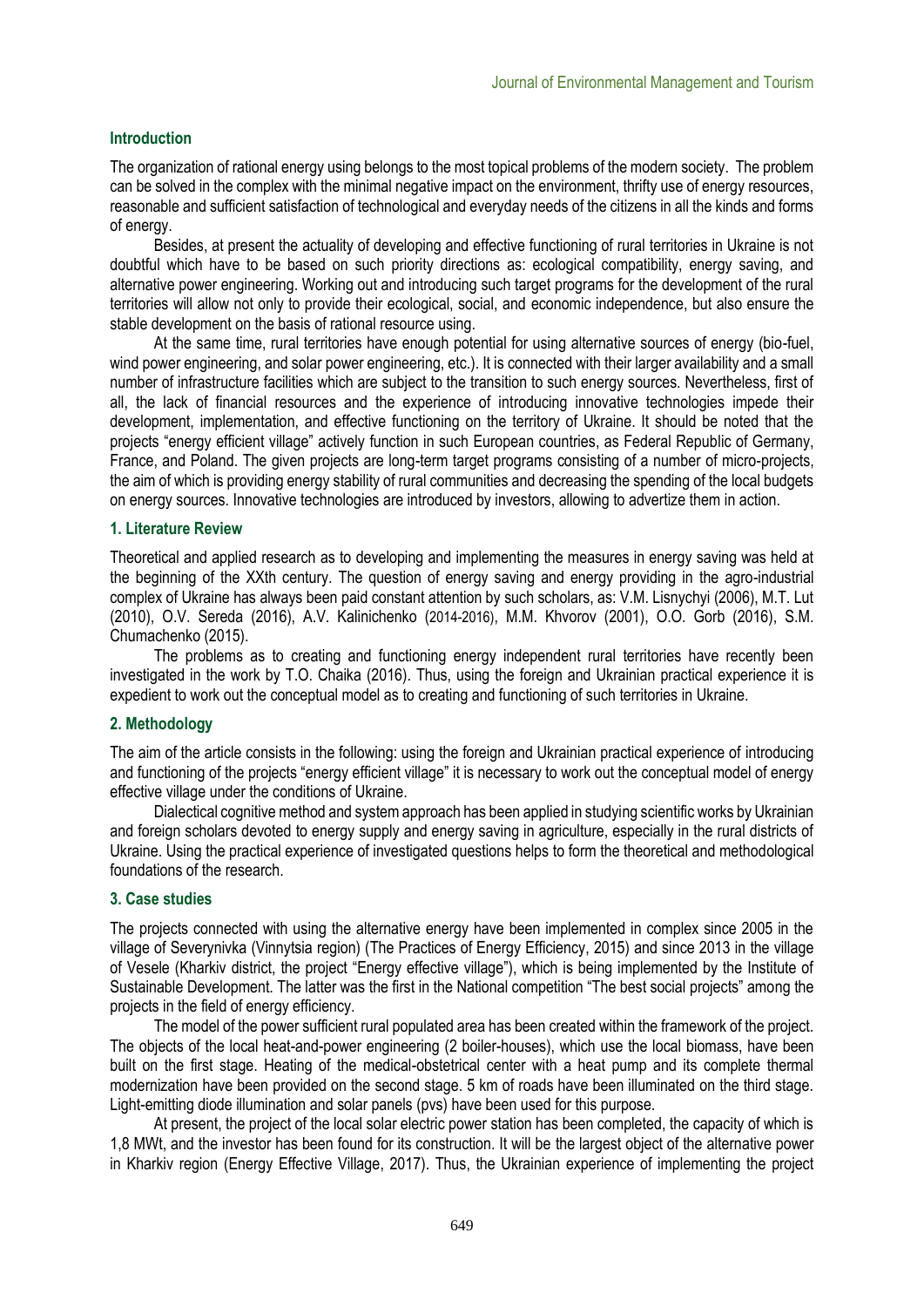## Introduction

The organization of rational energy using belongs to the most topical problems of the modern society. The problem can be solved in the complex with the minimal negative impact on the environment, thrifty use of energy resources, reasonable and sufficient satisfaction of technological and everyday needs of the citizens in all the kinds and forms of energy.

Besides, at present the actuality of developing and effective functioning of rural territories in Ukraine is not doubtful which have to be based on such priority directions as: ecological compatibility, energy saving, and alternative power engineering. Working out and introducing such target programs for the development of the rural territories will allow not only to provide their ecological, social, and economic independence, but also ensure the stable development on the basis of rational resource using.

At the same time, rural territories have enough potential for using alternative sources of energy (bio-fuel, wind power engineering, and solar power engineering, etc.). It is connected with their larger availability and a small number of infrastructure facilities which are subject to the transition to such energy sources. Nevertheless, first of all, the lack of financial resources and the experience of introducing innovative technologies impede their development, implementation, and effective functioning on the territory of Ukraine. It should be noted that the projects "energy efficient village" actively function in such European countries, as Federal Republic of Germany, France, and Poland. The given projects are long-term target programs consisting of a number of micro-projects, the aim of which is providing energy stability of rural communities and decreasing the spending of the local budgets on energy sources. Innovative technologies are introduced by investors, allowing to advertize them in action.

## 1. Literature Review

Theoretical and applied research as to developing and implementing the measures in energy saving was held at the beginning of the XXth century. The question of energy saving and energy providing in the agro-industrial complex of Ukraine has always been paid constant attention by such scholars, as: V.M. Lisnychyi (2006), M.T. Lut (2010), O.V. Sereda (2016), A.V. Kalinichenko (2014-2016), M.M. Khvorov (2001), O.O. Gorb (2016), S.M. Chumachenko (2015).

The problems as to creating and functioning energy independent rural territories have recently been investigated in the work by T.O. Chaika (2016). Thus, using the foreign and Ukrainian practical experience it is expedient to work out the conceptual model as to creating and functioning of such territories in Ukraine.

## 2. Methodology

The aim of the article consists in the following: using the foreign and Ukrainian practical experience of introducing and functioning of the projects "energy efficient village" it is necessary to work out the conceptual model of energy effective village under the conditions of Ukraine.

Dialectical cognitive method and system approach has been applied in studying scientific works by Ukrainian and foreign scholars devoted to energy supply and energy saving in agriculture, especially in the rural districts of Ukraine. Using the practical experience of investigated questions helps to form the theoretical and methodological foundations of the research.

## 3. Case studies

The projects connected with using the alternative energy have been implemented in complex since 2005 in the village of Severynivka (Vinnytsia region) (The Practices of Energy Efficiency, 2015) and since 2013 in the village of Vesele (Kharkiv district, the project "Energy effective village"), which is being implemented by the Institute of Sustainable Development. The latter was the first in the National competition "The best social projects" among the projects in the field of energy efficiency.

The model of the power sufficient rural populated area has been created within the framework of the project. The objects of the local heat-and-power engineering (2 boiler-houses), which use the local biomass, have been built on the first stage. Heating of the medical-obstetrical center with a heat pump and its complete thermal modernization have been provided on the second stage. 5 km of roads have been illuminated on the third stage. Light-emitting diode illumination and solar panels (pvs) have been used for this purpose.

At present, the project of the local solar electric power station has been completed, the capacity of which is 1,8 MWt, and the investor has been found for its construction. It will be the largest object of the alternative power in Kharkiv region (Energy Effective Village, 2017). Thus, the Ukrainian experience of implementing the project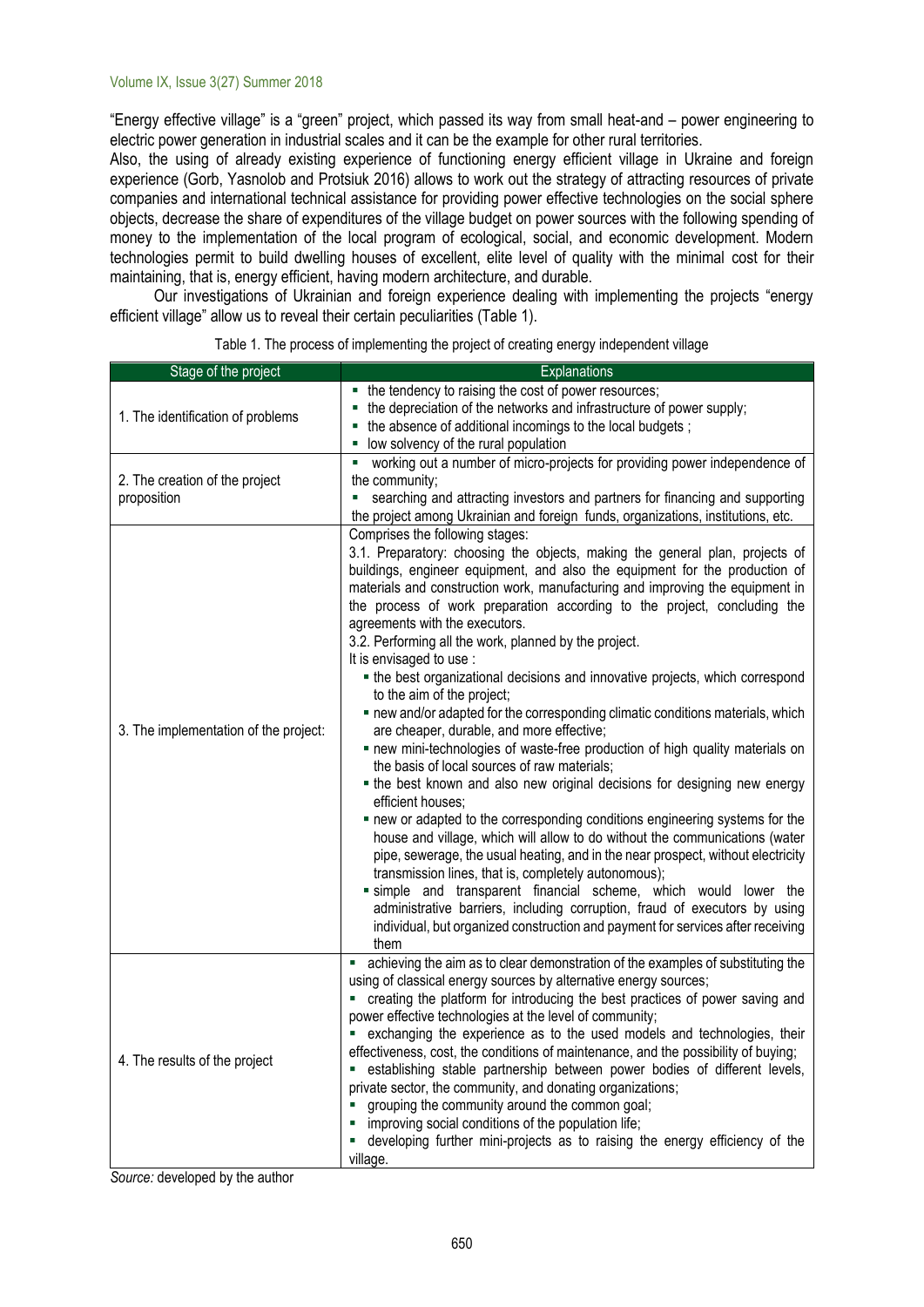"Energy effective village" is a "green" project, which passed its way from small heat-and – power engineering to electric power generation in industrial scales and it can be the example for other rural territories.

Also, the using of already existing experience of functioning energy efficient village in Ukraine and foreign experience (Gorb, Yasnolob and Protsiuk 2016) allows to work out the strategy of attracting resources of private companies and international technical assistance for providing power effective technologies on the social sphere objects, decrease the share of expenditures of the village budget on power sources with the following spending of money to the implementation of the local program of ecological, social, and economic development. Modern technologies permit to build dwelling houses of excellent, elite level of quality with the minimal cost for their maintaining, that is, energy efficient, having modern architecture, and durable.

Our investigations of Ukrainian and foreign experience dealing with implementing the projects "energy efficient village" allow us to reveal their certain peculiarities (Table 1).

Table 1. The process of implementing the project of creating energy independent village

| Stage of the project | Explanations |
|---|---|
| 1. The identification of problems | ▪ the tendency to raising the cost of power resources;<br>▪ the depreciation of the networks and infrastructure of power supply;<br>▪ the absence of additional incomings to the local budgets ;<br>▪ low solvency of the rural population |
| 2. The creation of the project proposition | ▪ working out a number of micro-projects for providing power independence of the community;<br>▪ searching and attracting investors and partners for financing and supporting the project among Ukrainian and foreign funds, organizations, institutions, etc. |
| 3. The implementation of the project: | Comprises the following stages:<br>3.1. Preparatory: choosing the objects, making the general plan, projects of buildings, engineer equipment, and also the equipment for the production of materials and construction work, manufacturing and improving the equipment in the process of work preparation according to the project, concluding the agreements with the executors.<br>3.2. Performing all the work, planned by the project.<br>It is envisaged to use :<br>▪ the best organizational decisions and innovative projects, which correspond to the aim of the project;<br>▪ new and/or adapted for the corresponding climatic conditions materials, which are cheaper, durable, and more effective;<br>▪ new mini-technologies of waste-free production of high quality materials on the basis of local sources of raw materials;<br>▪ the best known and also new original decisions for designing new energy efficient houses;<br>▪ new or adapted to the corresponding conditions engineering systems for the house and village, which will allow to do without the communications (water pipe, sewerage, the usual heating, and in the near prospect, without electricity transmission lines, that is, completely autonomous);<br>▪ simple and transparent financial scheme, which would lower the administrative barriers, including corruption, fraud of executors by using individual, but organized construction and payment for services after receiving them |
| 4. The results of the project | ▪ achieving the aim as to clear demonstration of the examples of substituting the using of classical energy sources by alternative energy sources;<br>▪ creating the platform for introducing the best practices of power saving and power effective technologies at the level of community;<br>▪ exchanging the experience as to the used models and technologies, their effectiveness, cost, the conditions of maintenance, and the possibility of buying;<br>▪ establishing stable partnership between power bodies of different levels, private sector, the community, and donating organizations;<br>▪ grouping the community around the common goal;<br>▪ improving social conditions of the population life;<br>▪ developing further mini-projects as to raising the energy efficiency of the village. |

*Source:* developed by the author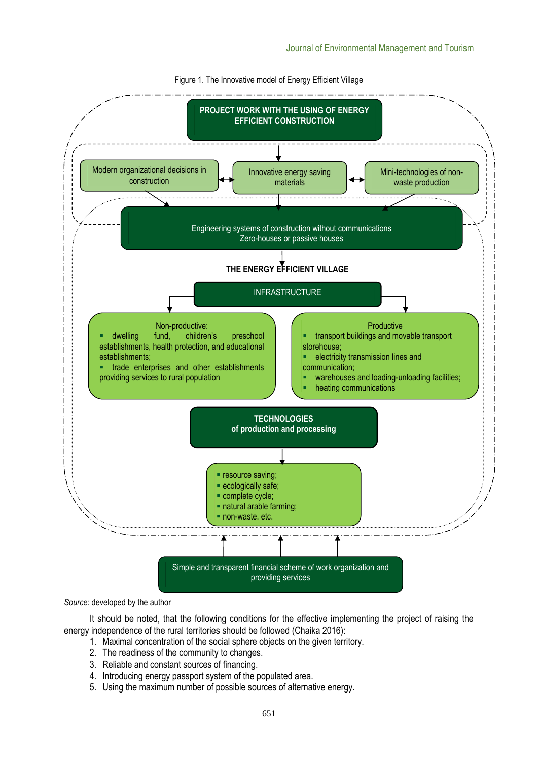Figure 1. The Innovative model of Energy Efficient Village

**PROJECT WORK WITH THE USING OF ENERGY EFFICIENT CONSTRUCTION**

Modern organizational decisions in construction

Innovative energy saving materials

Mini-technologies of non-waste production

Engineering systems of construction without communications
Zero-houses or passive houses

**THE ENERGY EFFICIENT VILLAGE**

INFRASTRUCTURE

Non-productive:
- dwelling fund, children's preschool establishments, health protection, and educational establishments;
- trade enterprises and other establishments providing services to rural population

Productive
- transport buildings and movable transport storehouse;
- electricity transmission lines and communication;
- warehouses and loading-unloading facilities;
- heating communications

**TECHNOLOGIES of production and processing**

- resource saving;
- ecologically safe;
- complete cycle;
- natural arable farming;
- non-waste. etc.

Simple and transparent financial scheme of work organization and providing services

*Source:* developed by the author

It should be noted, that the following conditions for the effective implementing the project of raising the energy independence of the rural territories should be followed (Chaika 2016):

1. Maximal concentration of the social sphere objects on the given territory.
2. The readiness of the community to changes.
3. Reliable and constant sources of financing.
4. Introducing energy passport system of the populated area.
5. Using the maximum number of possible sources of alternative energy.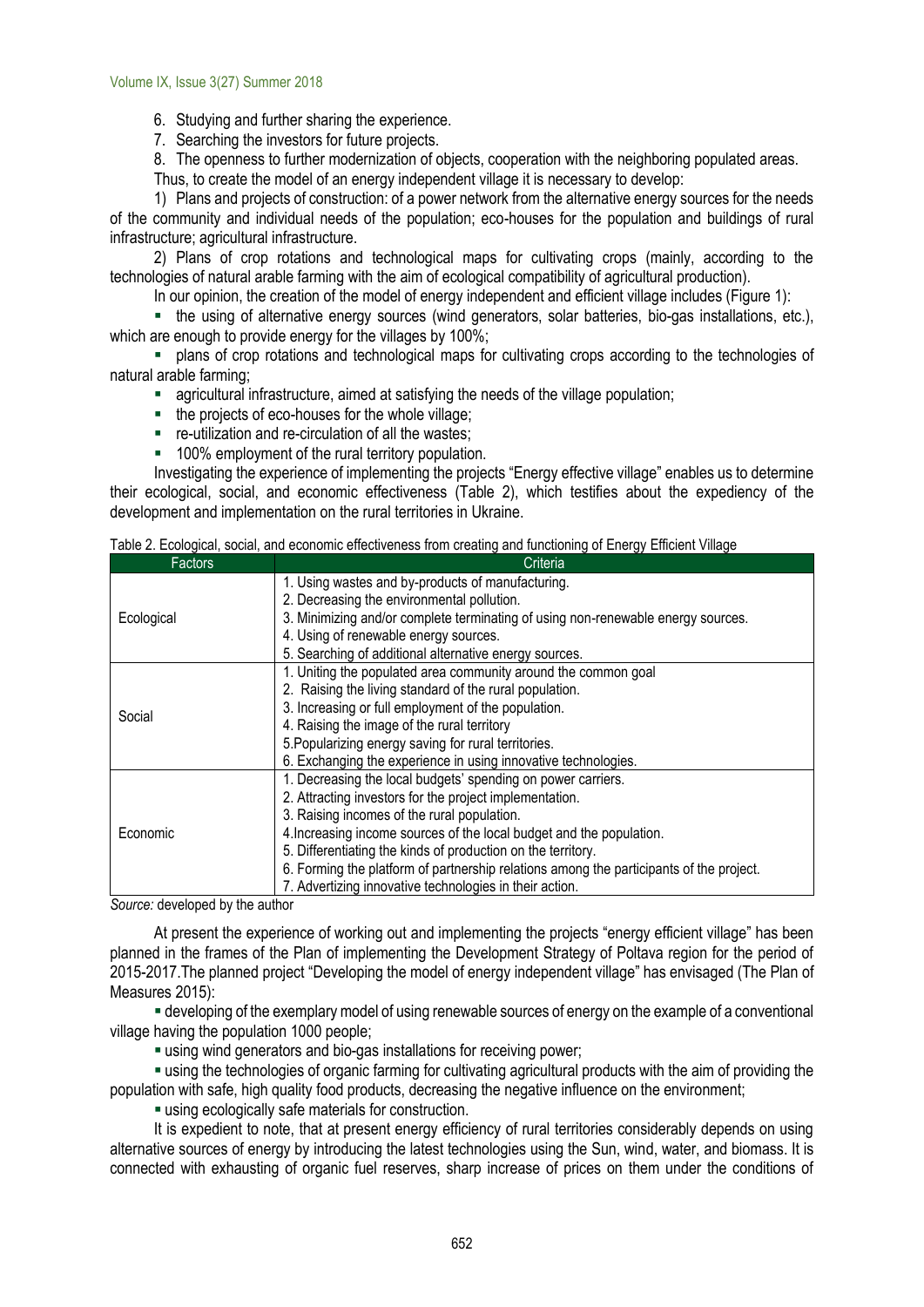6. Studying and further sharing the experience.
7. Searching the investors for future projects.
8. The openness to further modernization of objects, cooperation with the neighboring populated areas.

Thus, to create the model of an energy independent village it is necessary to develop:

1) Plans and projects of construction: of a power network from the alternative energy sources for the needs of the community and individual needs of the population; eco-houses for the population and buildings of rural infrastructure; agricultural infrastructure.

2) Plans of crop rotations and technological maps for cultivating crops (mainly, according to the technologies of natural arable farming with the aim of ecological compatibility of agricultural production).

In our opinion, the creation of the model of energy independent and efficient village includes (Figure 1):

- the using of alternative energy sources (wind generators, solar batteries, bio-gas installations, etc.), which are enough to provide energy for the villages by 100%;
- plans of crop rotations and technological maps for cultivating crops according to the technologies of natural arable farming;
- agricultural infrastructure, aimed at satisfying the needs of the village population;
- the projects of eco-houses for the whole village;
- re-utilization and re-circulation of all the wastes;
- 100% employment of the rural territory population.

Investigating the experience of implementing the projects "Energy effective village" enables us to determine their ecological, social, and economic effectiveness (Table 2), which testifies about the expediency of the development and implementation on the rural territories in Ukraine.

Table 2. Ecological, social, and economic effectiveness from creating and functioning of Energy Efficient Village

| Factors | Criteria |
|---|---|
| Ecological | 1. Using wastes and by-products of manufacturing.<br>2. Decreasing the environmental pollution.<br>3. Minimizing and/or complete terminating of using non-renewable energy sources.<br>4. Using of renewable energy sources.<br>5. Searching of additional alternative energy sources. |
| Social | 1. Uniting the populated area community around the common goal<br>2. Raising the living standard of the rural population.<br>3. Increasing or full employment of the population.<br>4. Raising the image of the rural territory<br>5.Popularizing energy saving for rural territories.<br>6. Exchanging the experience in using innovative technologies. |
| Economic | 1. Decreasing the local budgets' spending on power carriers.<br>2. Attracting investors for the project implementation.<br>3. Raising incomes of the rural population.<br>4.Increasing income sources of the local budget and the population.<br>5. Differentiating the kinds of production on the territory.<br>6. Forming the platform of partnership relations among the participants of the project.<br>7. Advertizing innovative technologies in their action. |

*Source:* developed by the author

At present the experience of working out and implementing the projects "energy efficient village" has been planned in the frames of the Plan of implementing the Development Strategy of Poltava region for the period of 2015-2017.The planned project "Developing the model of energy independent village" has envisaged (The Plan of Measures 2015):

- developing of the exemplary model of using renewable sources of energy on the example of a conventional village having the population 1000 people;
- using wind generators and bio-gas installations for receiving power;
- using the technologies of organic farming for cultivating agricultural products with the aim of providing the population with safe, high quality food products, decreasing the negative influence on the environment;
- using ecologically safe materials for construction.

It is expedient to note, that at present energy efficiency of rural territories considerably depends on using alternative sources of energy by introducing the latest technologies using the Sun, wind, water, and biomass. It is connected with exhausting of organic fuel reserves, sharp increase of prices on them under the conditions of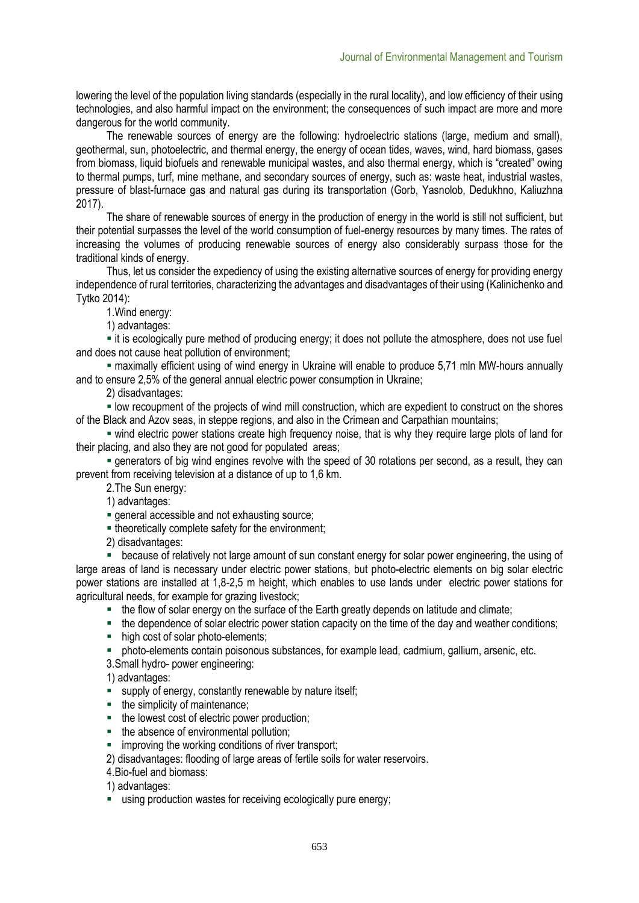lowering the level of the population living standards (especially in the rural locality), and low efficiency of their using technologies, and also harmful impact on the environment; the consequences of such impact are more and more dangerous for the world community.

The renewable sources of energy are the following: hydroelectric stations (large, medium and small), geothermal, sun, photoelectric, and thermal energy, the energy of ocean tides, waves, wind, hard biomass, gases from biomass, liquid biofuels and renewable municipal wastes, and also thermal energy, which is "created" owing to thermal pumps, turf, mine methane, and secondary sources of energy, such as: waste heat, industrial wastes, pressure of blast-furnace gas and natural gas during its transportation (Gorb, Yasnolob, Dedukhno, Kaliuzhna 2017).

The share of renewable sources of energy in the production of energy in the world is still not sufficient, but their potential surpasses the level of the world consumption of fuel-energy resources by many times. The rates of increasing the volumes of producing renewable sources of energy also considerably surpass those for the traditional kinds of energy.

Thus, let us consider the expediency of using the existing alternative sources of energy for providing energy independence of rural territories, characterizing the advantages and disadvantages of their using (Kalinichenko and Tytko 2014):

1.Wind energy:

1) advantages:

- it is ecologically pure method of producing energy; it does not pollute the atmosphere, does not use fuel and does not cause heat pollution of environment;
- maximally efficient using of wind energy in Ukraine will enable to produce 5,71 mln MW-hours annually and to ensure 2,5% of the general annual electric power consumption in Ukraine;

2) disadvantages:

- low recoupment of the projects of wind mill construction, which are expedient to construct on the shores of the Black and Azov seas, in steppe regions, and also in the Crimean and Carpathian mountains;
- wind electric power stations create high frequency noise, that is why they require large plots of land for their placing, and also they are not good for populated areas;
- generators of big wind engines revolve with the speed of 30 rotations per second, as a result, they can prevent from receiving television at a distance of up to 1,6 km.

2.The Sun energy:

1) advantages:

- general accessible and not exhausting source;
- theoretically complete safety for the environment;

2) disadvantages:

- because of relatively not large amount of sun constant energy for solar power engineering, the using of large areas of land is necessary under electric power stations, but photo-electric elements on big solar electric power stations are installed at 1,8-2,5 m height, which enables to use lands under electric power stations for agricultural needs, for example for grazing livestock;
- the flow of solar energy on the surface of the Earth greatly depends on latitude and climate;
- the dependence of solar electric power station capacity on the time of the day and weather conditions;
- high cost of solar photo-elements;
- photo-elements contain poisonous substances, for example lead, cadmium, gallium, arsenic, etc.

3.Small hydro- power engineering:

1) advantages:

- supply of energy, constantly renewable by nature itself;
- the simplicity of maintenance;
- the lowest cost of electric power production;
- the absence of environmental pollution;
- improving the working conditions of river transport;

2) disadvantages: flooding of large areas of fertile soils for water reservoirs.

4.Bio-fuel and biomass:

1) advantages:

- using production wastes for receiving ecologically pure energy;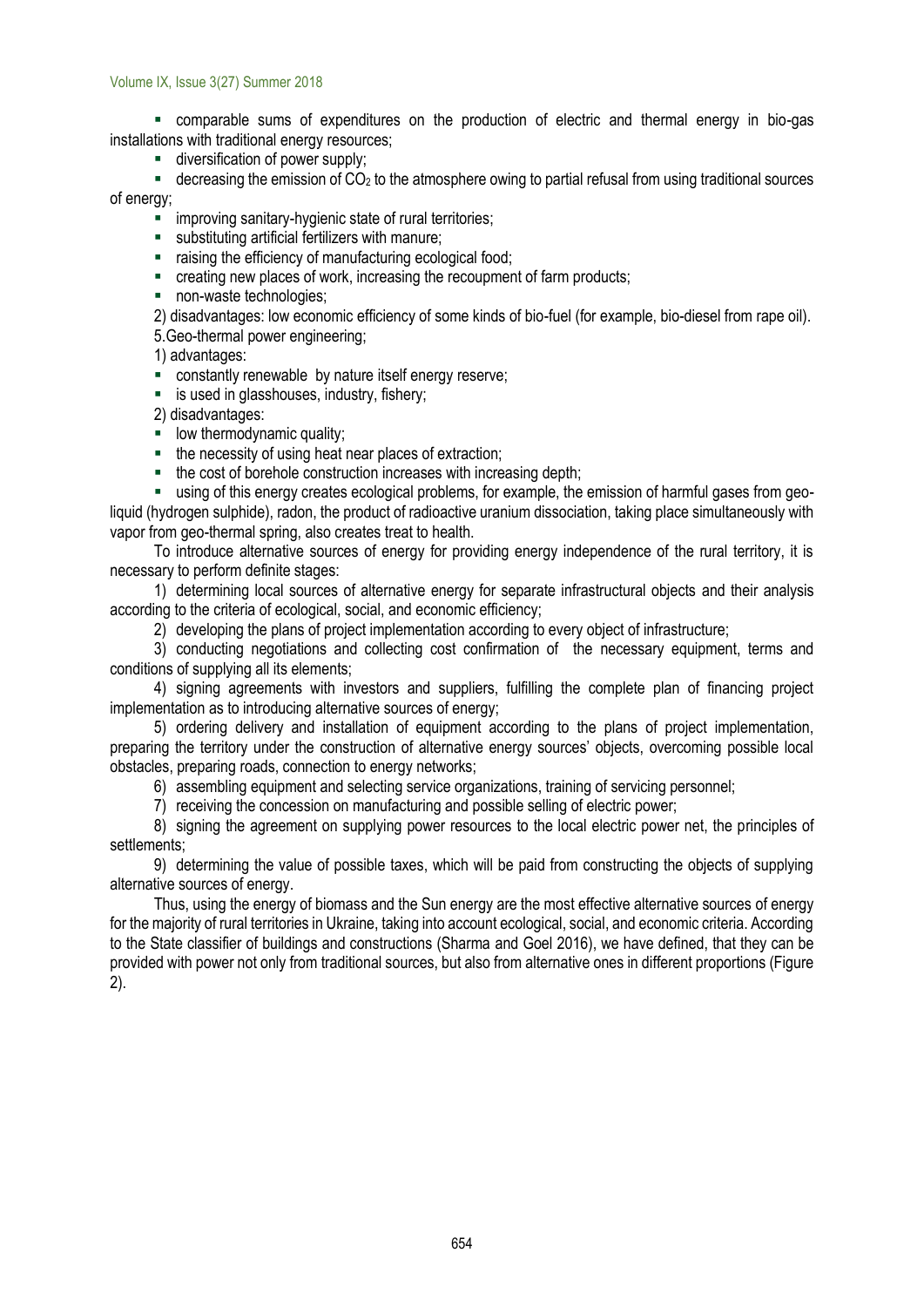- comparable sums of expenditures on the production of electric and thermal energy in bio-gas installations with traditional energy resources;
- diversification of power supply;
- decreasing the emission of $CO_2$ to the atmosphere owing to partial refusal from using traditional sources of energy;
- improving sanitary-hygienic state of rural territories;
- substituting artificial fertilizers with manure;
- raising the efficiency of manufacturing ecological food;
- creating new places of work, increasing the recoupment of farm products;
- non-waste technologies;

2) disadvantages: low economic efficiency of some kinds of bio-fuel (for example, bio-diesel from rape oil).

5.Geo-thermal power engineering;

1) advantages:

- constantly renewable by nature itself energy reserve;
- is used in glasshouses, industry, fishery;

2) disadvantages:

- low thermodynamic quality;
- the necessity of using heat near places of extraction;
- the cost of borehole construction increases with increasing depth;
- using of this energy creates ecological problems, for example, the emission of harmful gases from geo-liquid (hydrogen sulphide), radon, the product of radioactive uranium dissociation, taking place simultaneously with vapor from geo-thermal spring, also creates treat to health.

To introduce alternative sources of energy for providing energy independence of the rural territory, it is necessary to perform definite stages:

1) determining local sources of alternative energy for separate infrastructural objects and their analysis according to the criteria of ecological, social, and economic efficiency;
2) developing the plans of project implementation according to every object of infrastructure;
3) conducting negotiations and collecting cost confirmation of the necessary equipment, terms and conditions of supplying all its elements;
4) signing agreements with investors and suppliers, fulfilling the complete plan of financing project implementation as to introducing alternative sources of energy;
5) ordering delivery and installation of equipment according to the plans of project implementation, preparing the territory under the construction of alternative energy sources' objects, overcoming possible local obstacles, preparing roads, connection to energy networks;
6) assembling equipment and selecting service organizations, training of servicing personnel;
7) receiving the concession on manufacturing and possible selling of electric power;
8) signing the agreement on supplying power resources to the local electric power net, the principles of settlements;
9) determining the value of possible taxes, which will be paid from constructing the objects of supplying alternative sources of energy.

Thus, using the energy of biomass and the Sun energy are the most effective alternative sources of energy for the majority of rural territories in Ukraine, taking into account ecological, social, and economic criteria. According to the State classifier of buildings and constructions (Sharma and Goel 2016), we have defined, that they can be provided with power not only from traditional sources, but also from alternative ones in different proportions (Figure 2).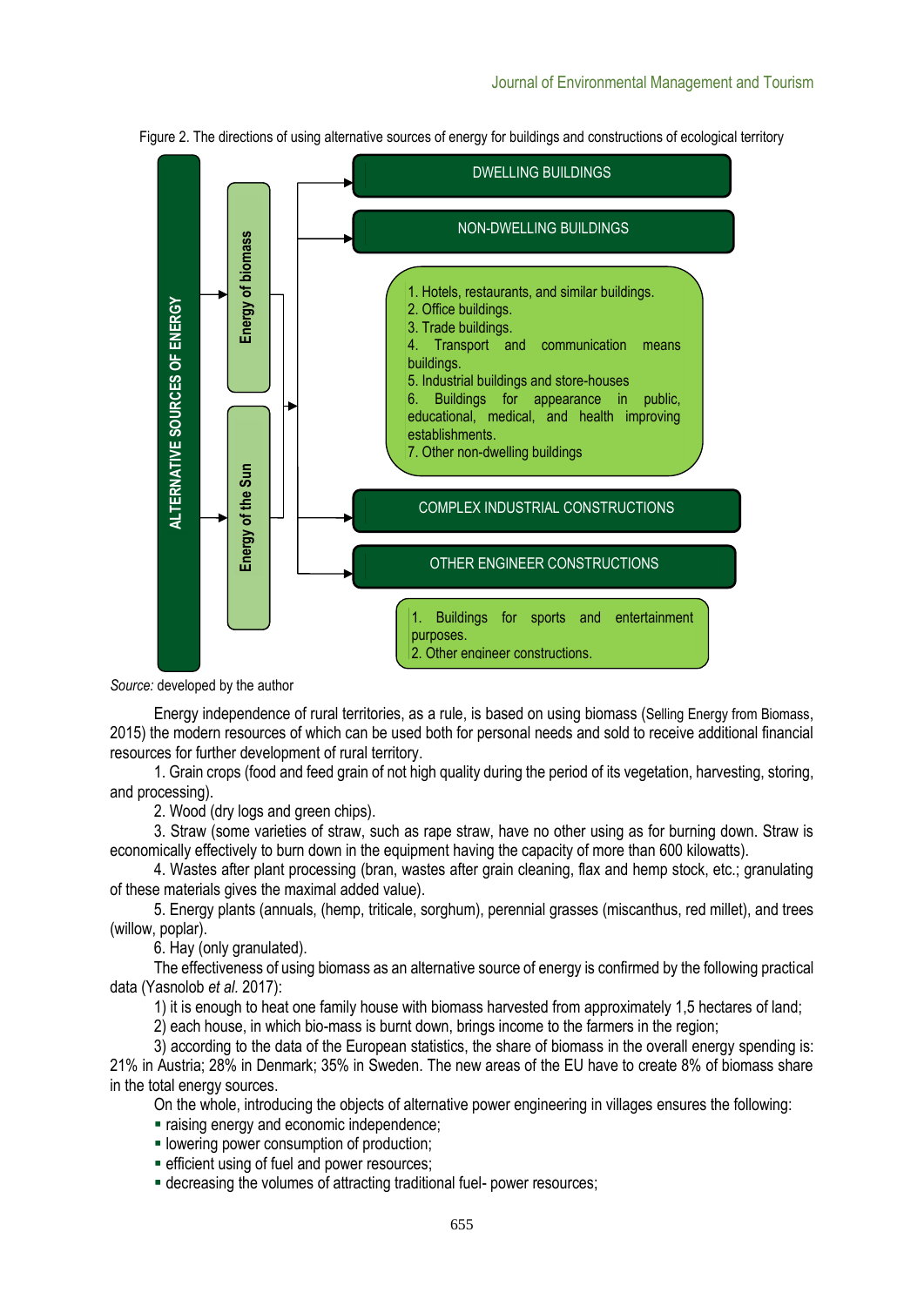Figure 2. The directions of using alternative sources of energy for buildings and constructions of ecological territory

ALTERNATIVE SOURCES OF ENERGY

Energy of biomass

Energy of the Sun

DWELLING BUILDINGS

NON-DWELLING BUILDINGS

1. Hotels, restaurants, and similar buildings.
2. Office buildings.
3. Trade buildings.
4. Transport and communication means buildings.
5. Industrial buildings and store-houses
6. Buildings for appearance in public, educational, medical, and health improving establishments.
7. Other non-dwelling buildings

COMPLEX INDUSTRIAL CONSTRUCTIONS

OTHER ENGINEER CONSTRUCTIONS

1. Buildings for sports and entertainment purposes.
2. Other engineer constructions.

*Source:* developed by the author

Energy independence of rural territories, as a rule, is based on using biomass (Selling Energy from Biomass, 2015) the modern resources of which can be used both for personal needs and sold to receive additional financial resources for further development of rural territory.

1. Grain crops (food and feed grain of not high quality during the period of its vegetation, harvesting, storing, and processing).
2. Wood (dry logs and green chips).
3. Straw (some varieties of straw, such as rape straw, have no other using as for burning down. Straw is economically effectively to burn down in the equipment having the capacity of more than 600 kilowatts).
4. Wastes after plant processing (bran, wastes after grain cleaning, flax and hemp stock, etc.; granulating of these materials gives the maximal added value).
5. Energy plants (annuals, (hemp, triticale, sorghum), perennial grasses (miscanthus, red millet), and trees (willow, poplar).
6. Hay (only granulated).

The effectiveness of using biomass as an alternative source of energy is confirmed by the following practical data (Yasnolob *et al.* 2017):

1) it is enough to heat one family house with biomass harvested from approximately 1,5 hectares of land;
2) each house, in which bio-mass is burnt down, brings income to the farmers in the region;
3) according to the data of the European statistics, the share of biomass in the overall energy spending is: 21% in Austria; 28% in Denmark; 35% in Sweden. The new areas of the EU have to create 8% of biomass share in the total energy sources.

On the whole, introducing the objects of alternative power engineering in villages ensures the following:

- raising energy and economic independence;
- lowering power consumption of production;
- efficient using of fuel and power resources;
- decreasing the volumes of attracting traditional fuel- power resources;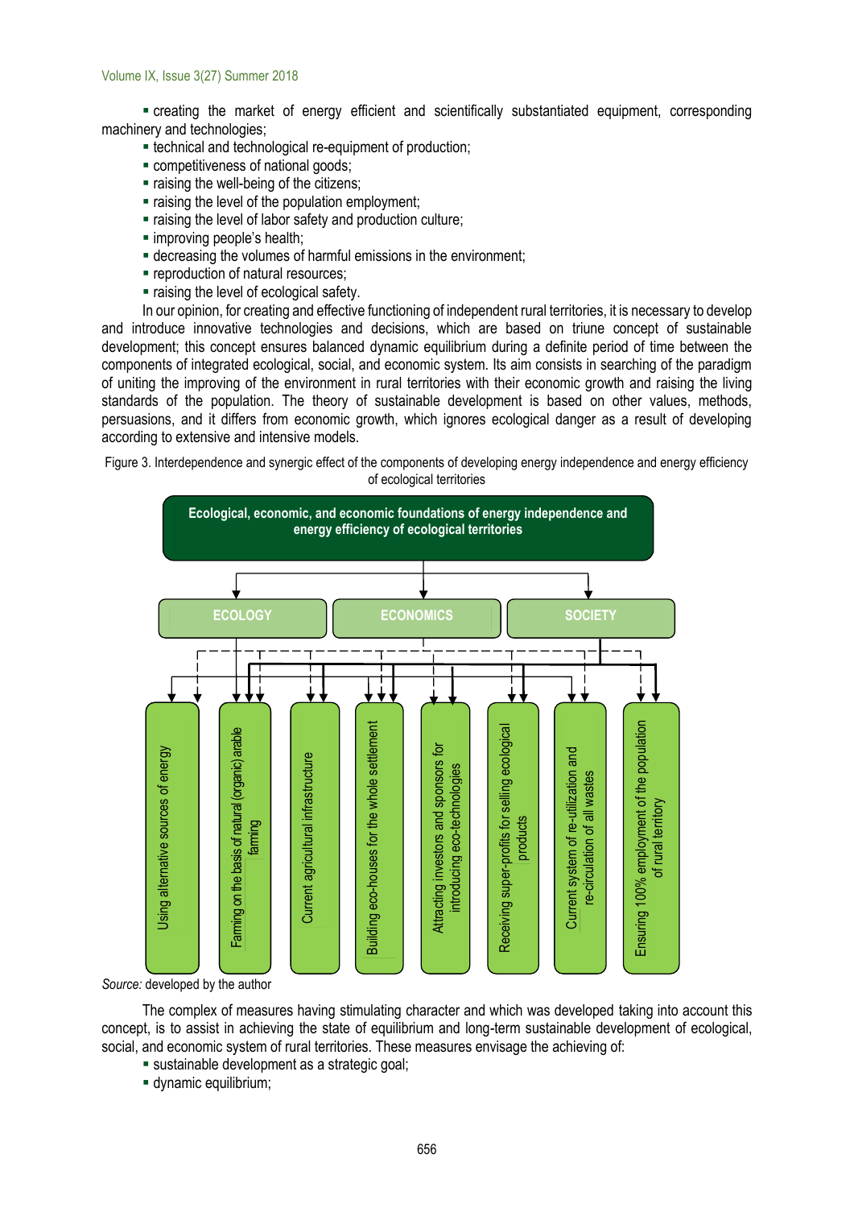- creating the market of energy efficient and scientifically substantiated equipment, corresponding machinery and technologies;
- technical and technological re-equipment of production;
- competitiveness of national goods;
- raising the well-being of the citizens;
- raising the level of the population employment;
- raising the level of labor safety and production culture;
- improving people's health;
- decreasing the volumes of harmful emissions in the environment;
- reproduction of natural resources;
- raising the level of ecological safety.

In our opinion, for creating and effective functioning of independent rural territories, it is necessary to develop and introduce innovative technologies and decisions, which are based on triune concept of sustainable development; this concept ensures balanced dynamic equilibrium during a definite period of time between the components of integrated ecological, social, and economic system. Its aim consists in searching of the paradigm of uniting the improving of the environment in rural territories with their economic growth and raising the living standards of the population. The theory of sustainable development is based on other values, methods, persuasions, and it differs from economic growth, which ignores ecological danger as a result of developing according to extensive and intensive models.

Figure 3. Interdependence and synergic effect of the components of developing energy independence and energy efficiency of ecological territories

Ecological, economic, and economic foundations of energy independence and energy efficiency of ecological territories

ECOLOGY | ECONOMICS | SOCIETY

- Using alternative sources of energy
- Farming on the basis of natural (organic) arable farming
- Current agricultural infrastructure
- Building eco-houses for the whole settlement
- Attracting investors and sponsors for introducing eco-technologies
- Receiving super-profits for selling ecological products
- Current system of re-utilization and re-circulation of all wastes
- Ensuring 100% employment of the population of rural territory

*Source:* developed by the author

The complex of measures having stimulating character and which was developed taking into account this concept, is to assist in achieving the state of equilibrium and long-term sustainable development of ecological, social, and economic system of rural territories. These measures envisage the achieving of:

- sustainable development as a strategic goal;
- dynamic equilibrium;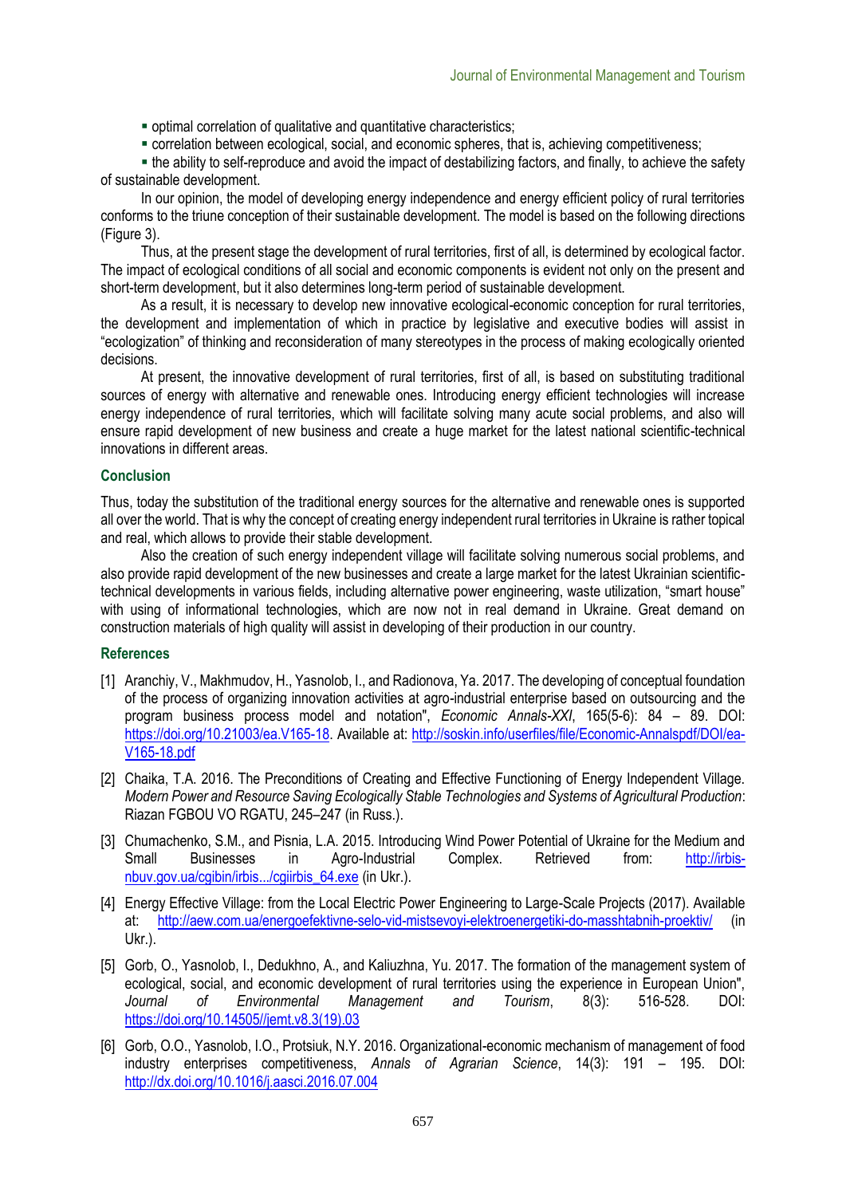- optimal correlation of qualitative and quantitative characteristics;
- correlation between ecological, social, and economic spheres, that is, achieving competitiveness;
- the ability to self-reproduce and avoid the impact of destabilizing factors, and finally, to achieve the safety of sustainable development.

In our opinion, the model of developing energy independence and energy efficient policy of rural territories conforms to the triune conception of their sustainable development. The model is based on the following directions (Figure 3).

Thus, at the present stage the development of rural territories, first of all, is determined by ecological factor. The impact of ecological conditions of all social and economic components is evident not only on the present and short-term development, but it also determines long-term period of sustainable development.

As a result, it is necessary to develop new innovative ecological-economic conception for rural territories, the development and implementation of which in practice by legislative and executive bodies will assist in "ecologization" of thinking and reconsideration of many stereotypes in the process of making ecologically oriented decisions.

At present, the innovative development of rural territories, first of all, is based on substituting traditional sources of energy with alternative and renewable ones. Introducing energy efficient technologies will increase energy independence of rural territories, which will facilitate solving many acute social problems, and also will ensure rapid development of new business and create a huge market for the latest national scientific-technical innovations in different areas.

## Conclusion

Thus, today the substitution of the traditional energy sources for the alternative and renewable ones is supported all over the world. That is why the concept of creating energy independent rural territories in Ukraine is rather topical and real, which allows to provide their stable development.

Also the creation of such energy independent village will facilitate solving numerous social problems, and also provide rapid development of the new businesses and create a large market for the latest Ukrainian scientific-technical developments in various fields, including alternative power engineering, waste utilization, "smart house" with using of informational technologies, which are now not in real demand in Ukraine. Great demand on construction materials of high quality will assist in developing of their production in our country.

## References

[1] Aranchiy, V., Makhmudov, H., Yasnolob, I., and Radionova, Ya. 2017. The developing of conceptual foundation of the process of organizing innovation activities at agro-industrial enterprise based on outsourcing and the program business process model and notation", *Economic Annals-XXI*, 165(5-6): 84 – 89. DOI: https://doi.org/10.21003/ea.V165-18. Available at: http://soskin.info/userfiles/file/Economic-Annalspdf/DOI/ea-V165-18.pdf

[2] Chaika, T.A. 2016. The Preconditions of Creating and Effective Functioning of Energy Independent Village. *Modern Power and Resource Saving Ecologically Stable Technologies and Systems of Agricultural Production*: Riazan FGBOU VO RGATU, 245–247 (in Russ.).

[3] Chumachenko, S.M., and Pisnia, L.A. 2015. Introducing Wind Power Potential of Ukraine for the Medium and Small Businesses in Agro-Industrial Complex. Retrieved from: http://irbis-nbuv.gov.ua/cgibin/irbis.../cgiirbis_64.exe (in Ukr.).

[4] Energy Effective Village: from the Local Electric Power Engineering to Large-Scale Projects (2017). Available at: http://aew.com.ua/energoefektivne-selo-vid-mistsevoyi-elektroenergetiki-do-masshtabnih-proektiv/ (in Ukr.).

[5] Gorb, O., Yasnolob, I., Dedukhno, A., and Kaliuzhna, Yu. 2017. The formation of the management system of ecological, social, and economic development of rural territories using the experience in European Union", *Journal of Environmental Management and Tourism*, 8(3): 516-528. DOI: https://doi.org/10.14505//jemt.v8.3(19).03

[6] Gorb, O.O., Yasnolob, I.O., Protsiuk, N.Y. 2016. Organizational-economic mechanism of management of food industry enterprises competitiveness, *Annals of Agrarian Science*, 14(3): 191 – 195. DOI: http://dx.doi.org/10.1016/j.aasci.2016.07.004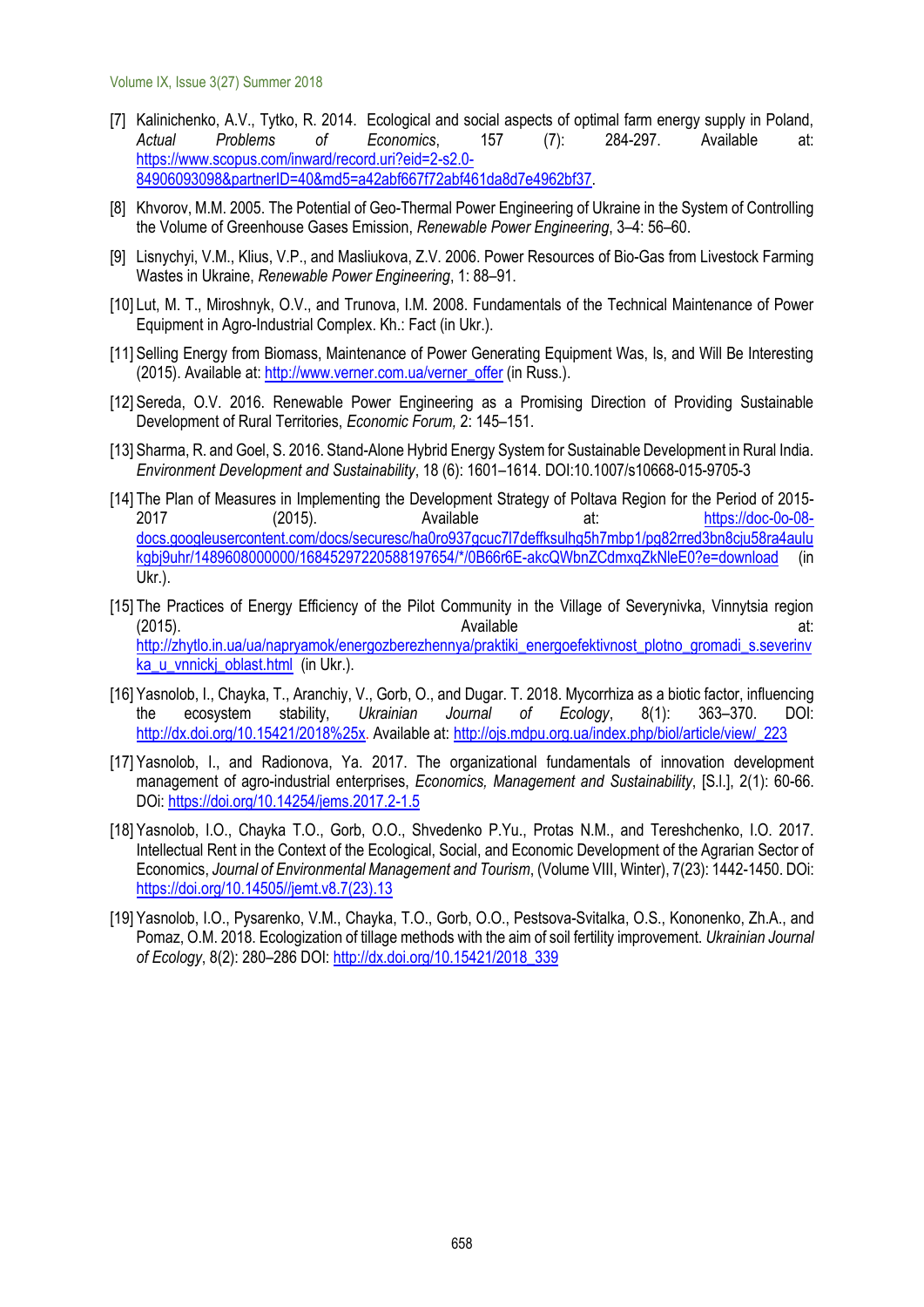[7] Kalinichenko, A.V., Tytko, R. 2014. Ecological and social aspects of optimal farm energy supply in Poland, *Actual Problems of Economics*, 157 (7): 284-297. Available at: https://www.scopus.com/inward/record.uri?eid=2-s2.0-84906093098&partnerID=40&md5=a42abf667f72abf461da8d7e4962bf37.

[8] Khvorov, M.M. 2005. The Potential of Geo-Thermal Power Engineering of Ukraine in the System of Controlling the Volume of Greenhouse Gases Emission, *Renewable Power Engineering*, 3–4: 56–60.

[9] Lisnychyi, V.M., Klius, V.P., and Masliukova, Z.V. 2006. Power Resources of Bio-Gas from Livestock Farming Wastes in Ukraine, *Renewable Power Engineering*, 1: 88–91.

[10] Lut, M. T., Miroshnyk, O.V., and Trunova, I.M. 2008. Fundamentals of the Technical Maintenance of Power Equipment in Agro-Industrial Complex. Kh.: Fact (in Ukr.).

[11] Selling Energy from Biomass, Maintenance of Power Generating Equipment Was, Is, and Will Be Interesting (2015). Available at: http://www.verner.com.ua/verner_offer (in Russ.).

[12] Sereda, O.V. 2016. Renewable Power Engineering as a Promising Direction of Providing Sustainable Development of Rural Territories, *Economic Forum,* 2: 145–151.

[13] Sharma, R. and Goel, S. 2016. Stand-Alone Hybrid Energy System for Sustainable Development in Rural India. *Environment Development and Sustainability*, 18 (6): 1601–1614. DOI:10.1007/s10668-015-9705-3

[14] The Plan of Measures in Implementing the Development Strategy of Poltava Region for the Period of 2015-2017 (2015). Available at: https://doc-0o-08-docs.googleusercontent.com/docs/securesc/ha0ro937gcuc7l7deffksulhg5h7mbp1/pg82rred3bn8cju58ra4aulukgbj9uhr/1489608000000/16845297220588197654/*/0B66r6E-akcQWbnZCdmxqZkNleE0?e=download (in Ukr.).

[15] The Practices of Energy Efficiency of the Pilot Community in the Village of Severynivka, Vinnytsia region (2015). Available at: http://zhytlo.in.ua/ua/napryamok/energozberezhennya/praktiki_energoefektivnost_plotno_gromadi_s.severinvka_u_vnnickj_oblast.html (in Ukr.).

[16] Yasnolob, I., Chayka, T., Aranchiy, V., Gorb, O., and Dugar. T. 2018. Mycorrhiza as a biotic factor, influencing the ecosystem stability, *Ukrainian Journal of Ecology*, 8(1): 363–370. DOI: http://dx.doi.org/10.15421/2018%25x. Available at: http://ojs.mdpu.org.ua/index.php/biol/article/view/_223

[17] Yasnolob, I., and Radionova, Ya. 2017. The organizational fundamentals of innovation development management of agro-industrial enterprises, *Economics, Management and Sustainability*, [S.l.], 2(1): 60-66. DOi: https://doi.org/10.14254/jems.2017.2-1.5

[18] Yasnolob, I.O., Chayka T.O., Gorb, O.O., Shvedenko P.Yu., Protas N.M., and Tereshchenko, I.O. 2017. Intellectual Rent in the Context of the Ecological, Social, and Economic Development of the Agrarian Sector of Economics, *Journal of Environmental Management and Tourism*, (Volume VIII, Winter), 7(23): 1442-1450. DOi: https://doi.org/10.14505//jemt.v8.7(23).13

[19] Yasnolob, I.O., Pysarenko, V.M., Chayka, T.O., Gorb, O.O., Pestsova-Svitalka, O.S., Kononenko, Zh.A., and Pomaz, O.M. 2018. Ecologization of tillage methods with the aim of soil fertility improvement. *Ukrainian Journal of Ecology*, 8(2): 280–286 DOI: http://dx.doi.org/10.15421/2018_339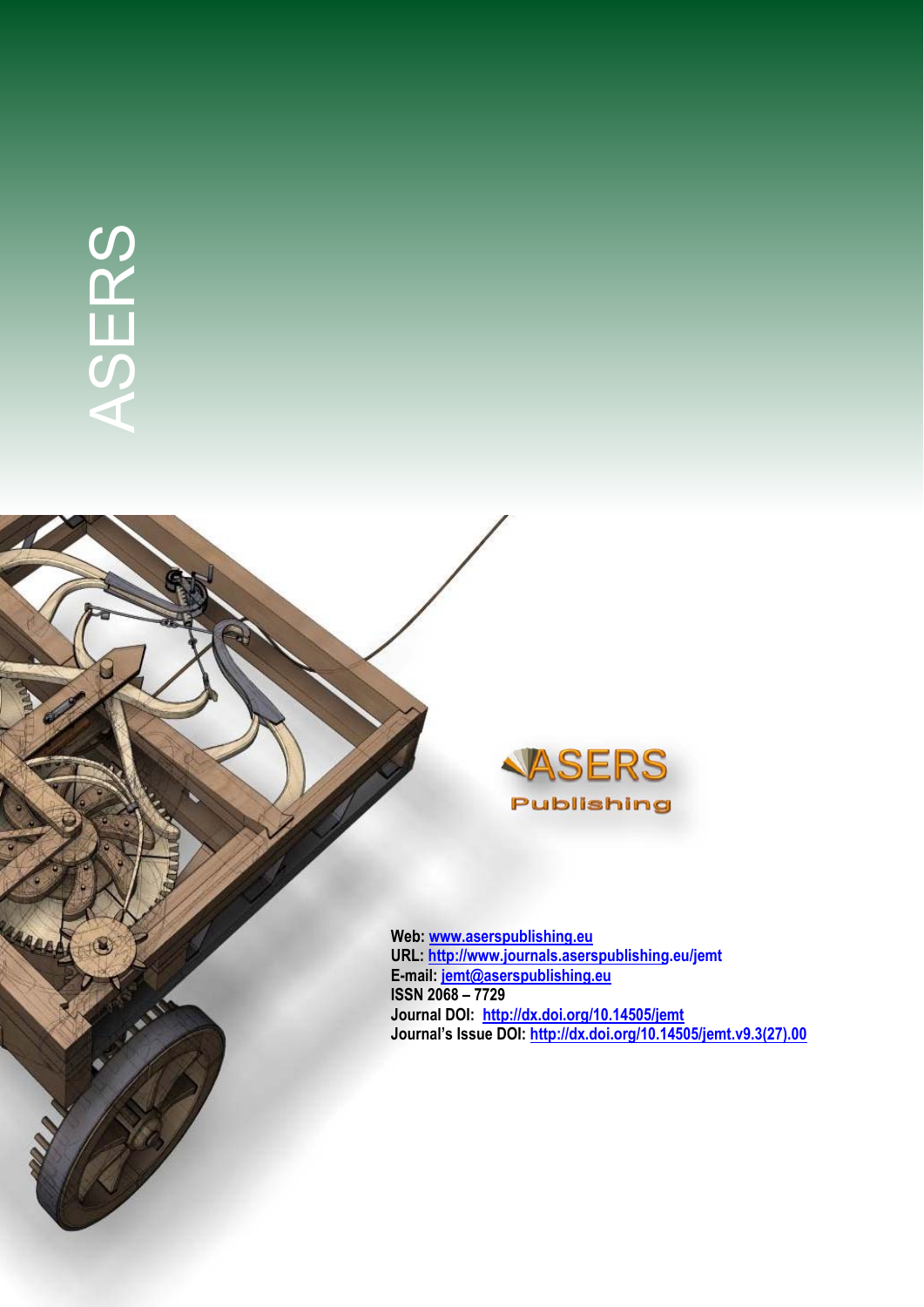ASERS

ASERS Publishing

Web: www.aserspublishing.eu
URL: http://www.journals.aserspublishing.eu/jemt
E-mail: jemt@aserspublishing.eu
ISSN 2068 – 7729
Journal DOI: http://dx.doi.org/10.14505/jemt
Journal's Issue DOI: http://dx.doi.org/10.14505/jemt.v9.3(27).00